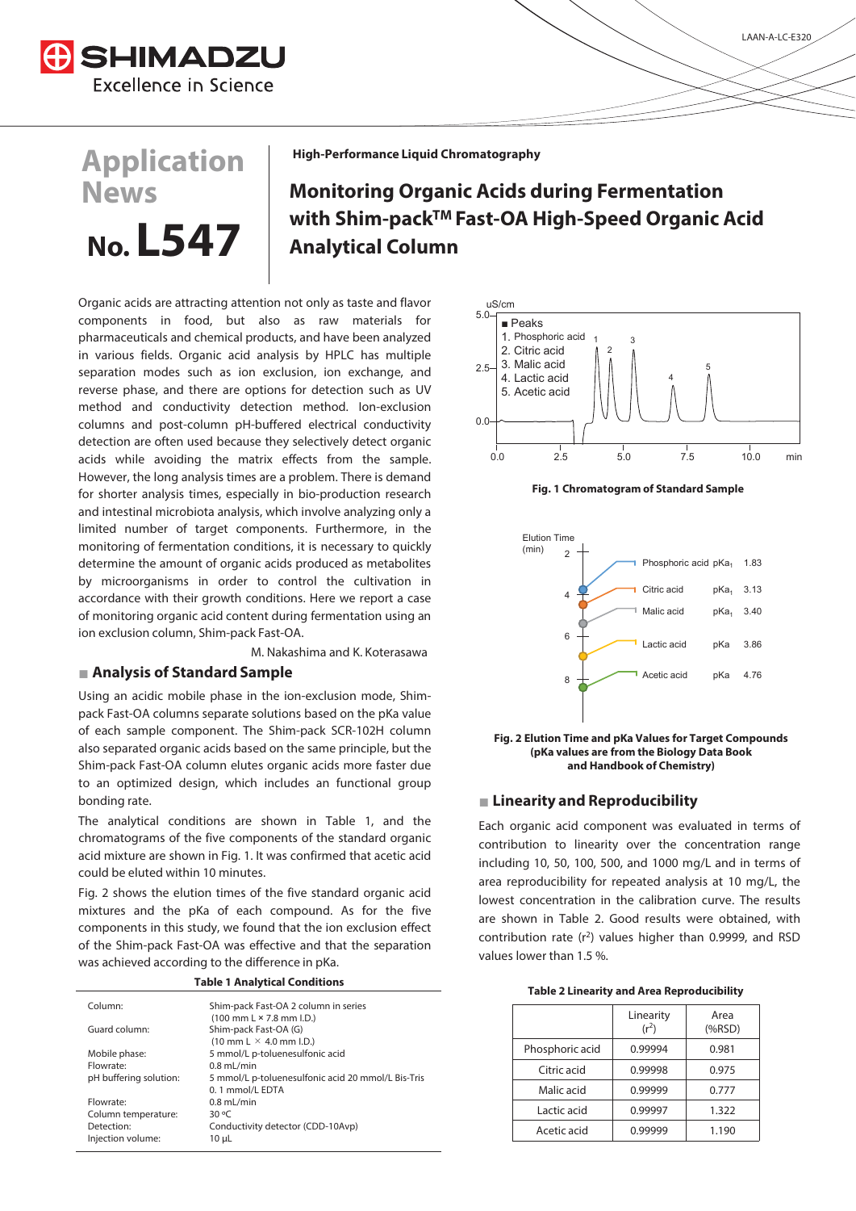LAAN-A-LC-E320

# Application News No. L547

**High-Performance Liquid Chromatography**

# Monitoring Organic Acids during Fermentation with Shim-pack™ Fast-OA High-Speed Organic Acid Analytical Column

Organic acids are attracting attention not only as taste and flavor components in food, but also as raw materials for pharmaceuticals and chemical products, and have been analyzed in various fields. Organic acid analysis by HPLC has multiple separation modes such as ion exclusion, ion exchange, and reverse phase, and there are options for detection such as UV method and conductivity detection method. Ion-exclusion columns and post-column pH-buffered electrical conductivity detection are often used because they selectively detect organic acids while avoiding the matrix effects from the sample. However, the long analysis times are a problem. There is demand for shorter analysis times, especially in bio-production research and intestinal microbiota analysis, which involve analyzing only a limited number of target components. Furthermore, in the monitoring of fermentation conditions, it is necessary to quickly determine the amount of organic acids produced as metabolites by microorganisms in order to control the cultivation in accordance with their growth conditions. Here we report a case of monitoring organic acid content during fermentation using an ion exclusion column, Shim-pack Fast-OA.

M. Nakashima and K. Koterasawa

## Analysis of Standard Sample

Using an acidic mobile phase in the ion-exclusion mode, Shim-pack Fast-OA columns separate solutions based on the pKa value of each sample component. The Shim-pack SCR-102H column also separated organic acids based on the same principle, but the Shim-pack Fast-OA column elutes organic acids more faster due to an optimized design, which includes an functional group bonding rate.

The analytical conditions are shown in Table 1, and the chromatograms of the five components of the standard organic acid mixture are shown in Fig. 1. It was confirmed that acetic acid could be eluted within 10 minutes.

Fig. 2 shows the elution times of the five standard organic acid mixtures and the pKa of each compound. As for the five components in this study, we found that the ion exclusion effect of the Shim-pack Fast-OA was effective and that the separation was achieved according to the difference in pKa.

**Table 1 Analytical Conditions**

| | |
|---|---|
| Column: | Shim-pack Fast-OA 2 column in series (100 mm L × 7.8 mm I.D.) |
| Guard column: | Shim-pack Fast-OA (G) (10 mm L × 4.0 mm I.D.) |
| Mobile phase: | 5 mmol/L p-toluenesulfonic acid |
| Flowrate: | 0.8 mL/min |
| pH buffering solution: | 5 mmol/L p-toluenesulfonic acid 20 mmol/L Bis-Tris 0. 1 mmol/L EDTA |
| Flowrate: | 0.8 mL/min |
| Column temperature: | 30 ºC |
| Detection: | Conductivity detector (CDD-10Avp) |
| Injection volume: | 10 µL |

**Fig. 1 Chromatogram of Standard Sample**

**Fig. 2 Elution Time and pKa Values for Target Compounds (pKa values are from the Biology Data Book and Handbook of Chemistry)**

## Linearity and Reproducibility

Each organic acid component was evaluated in terms of contribution to linearity over the concentration range including 10, 50, 100, 500, and 1000 mg/L and in terms of area reproducibility for repeated analysis at 10 mg/L, the lowest concentration in the calibration curve. The results are shown in Table 2. Good results were obtained, with contribution rate ($r^2$) values higher than 0.9999, and RSD values lower than 1.5 %.

**Table 2 Linearity and Area Reproducibility**

| | Linearity ($r^2$) | Area (%RSD) |
|---|---|---|
| Phosphoric acid | 0.99994 | 0.981 |
| Citric acid | 0.99998 | 0.975 |
| Malic acid | 0.99999 | 0.777 |
| Lactic acid | 0.99997 | 1.322 |
| Acetic acid | 0.99999 | 1.190 |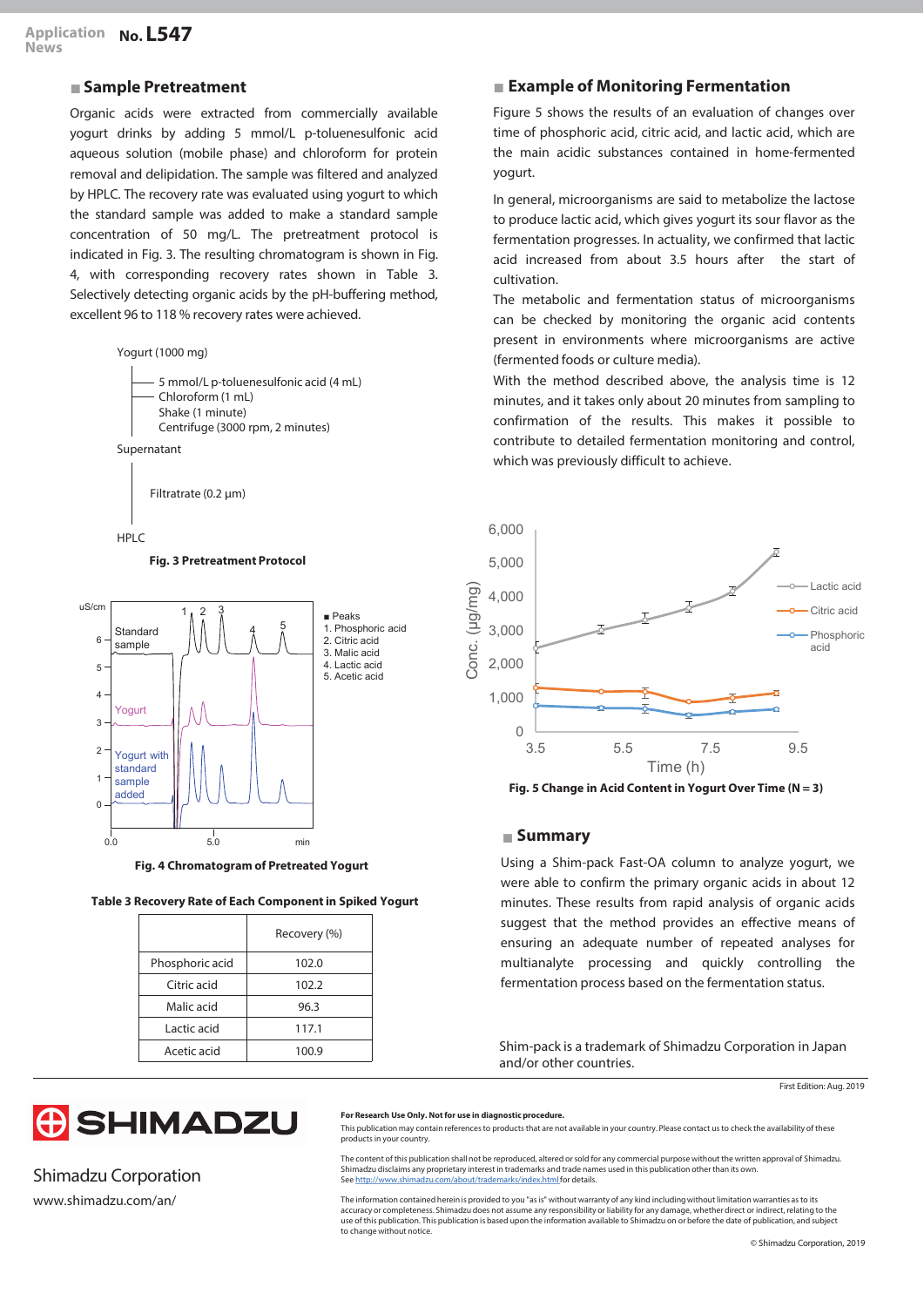## Sample Pretreatment

Organic acids were extracted from commercially available yogurt drinks by adding 5 mmol/L p-toluenesulfonic acid aqueous solution (mobile phase) and chloroform for protein removal and delipidation. The sample was filtered and analyzed by HPLC. The recovery rate was evaluated using yogurt to which the standard sample was added to make a standard sample concentration of 50 mg/L. The pretreatment protocol is indicated in Fig. 3. The resulting chromatogram is shown in Fig. 4, with corresponding recovery rates shown in Table 3. Selectively detecting organic acids by the pH-buffering method, excellent 96 to 118 % recovery rates were achieved.

Yogurt (1000 mg)

- 5 mmol/L p-toluenesulfonic acid (4 mL)
- Chloroform (1 mL)
- Shake (1 minute)
- Centrifuge (3000 rpm, 2 minutes)

Supernatant

- Filtratrate (0.2 µm)

HPLC

**Fig. 3 Pretreatment Protocol**

uS/cm
6
5
4
3
2
1
0
0.0
5.0
min
1 2 3 4 5
Standard sample
Yogurt
Yogurt with standard sample added

■ Peaks
1. Phosphoric acid
2. Citric acid
3. Malic acid
4. Lactic acid
5. Acetic acid

**Fig. 4 Chromatogram of Pretreated Yogurt**

**Table 3 Recovery Rate of Each Component in Spiked Yogurt**

| | Recovery (%) |
|---|---|
| Phosphoric acid | 102.0 |
| Citric acid | 102.2 |
| Malic acid | 96.3 |
| Lactic acid | 117.1 |
| Acetic acid | 100.9 |

## Example of Monitoring Fermentation

Figure 5 shows the results of an evaluation of changes over time of phosphoric acid, citric acid, and lactic acid, which are the main acidic substances contained in home-fermented yogurt.

In general, microorganisms are said to metabolize the lactose to produce lactic acid, which gives yogurt its sour flavor as the fermentation progresses. In actuality, we confirmed that lactic acid increased from about 3.5 hours after the start of cultivation.

The metabolic and fermentation status of microorganisms can be checked by monitoring the organic acid contents present in environments where microorganisms are active (fermented foods or culture media).

With the method described above, the analysis time is 12 minutes, and it takes only about 20 minutes from sampling to confirmation of the results. This makes it possible to contribute to detailed fermentation monitoring and control, which was previously difficult to achieve.

Conc. (µg/mg)
6,000
5,000
4,000
3,000
2,000
1,000
0
3.5
5.5
7.5
9.5
Time (h)
Lactic acid
Citric acid
Phosphoric acid

**Fig. 5 Change in Acid Content in Yogurt Over Time (N = 3)**

## Summary

Using a Shim-pack Fast-OA column to analyze yogurt, we were able to confirm the primary organic acids in about 12 minutes. These results from rapid analysis of organic acids suggest that the method provides an effective means of ensuring an adequate number of repeated analyses for multianalyte processing and quickly controlling the fermentation process based on the fermentation status.

Shim-pack is a trademark of Shimadzu Corporation in Japan and/or other countries.

First Edition: Aug. 2019

SHIMADZU

Shimadzu Corporation
www.shimadzu.com/an/

**For Research Use Only. Not for use in diagnostic procedure.**
This publication may contain references to products that are not available in your country. Please contact us to check the availability of these products in your country.

The content of this publication shall not be reproduced, altered or sold for any commercial purpose without the written approval of Shimadzu. Shimadzu disclaims any proprietary interest in trademarks and trade names used in this publication other than its own. See http://www.shimadzu.com/about/trademarks/index.html for details.

The information contained herein is provided to you "as is" without warranty of any kind including without limitation warranties as to its accuracy or completeness. Shimadzu does not assume any responsibility or liability for any damage, whether direct or indirect, relating to the use of this publication. This publication is based upon the information available to Shimadzu on or before the date of publication, and subject to change without notice.

© Shimadzu Corporation, 2019